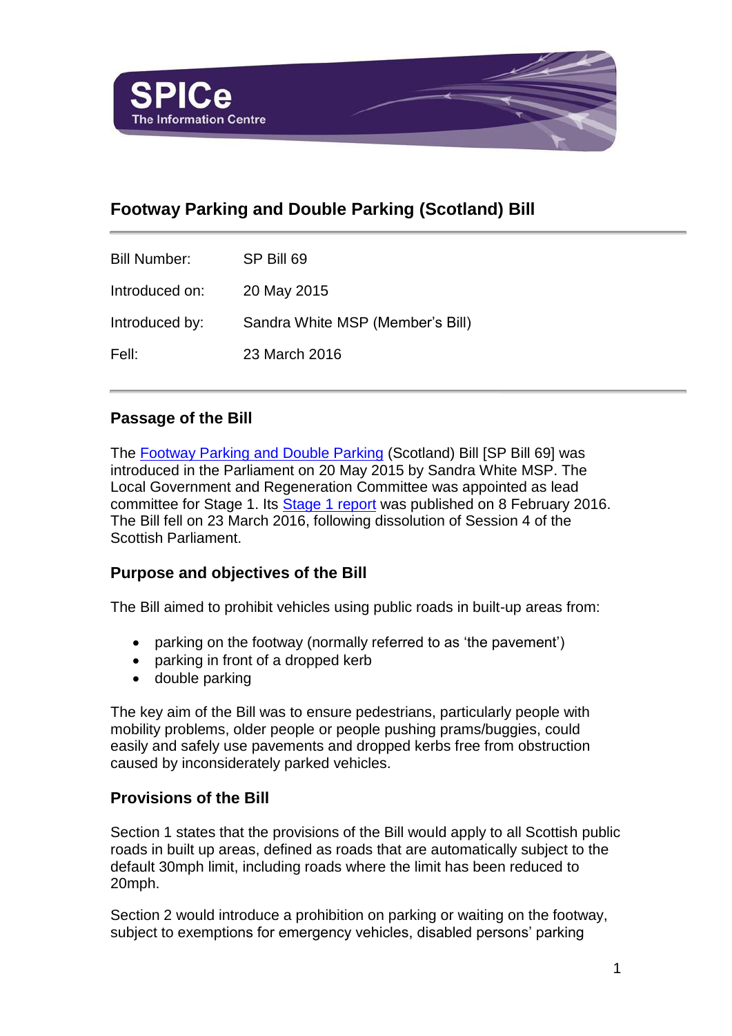SPICe
The Information Centre

# Footway Parking and Double Parking (Scotland) Bill

| | |
|---|---|
| Bill Number: | SP Bill 69 |
| Introduced on: | 20 May 2015 |
| Introduced by: | Sandra White MSP (Member's Bill) |
| Fell: | 23 March 2016 |

## Passage of the Bill

The Footway Parking and Double Parking (Scotland) Bill [SP Bill 69] was introduced in the Parliament on 20 May 2015 by Sandra White MSP. The Local Government and Regeneration Committee was appointed as lead committee for Stage 1. Its Stage 1 report was published on 8 February 2016. The Bill fell on 23 March 2016, following dissolution of Session 4 of the Scottish Parliament.

## Purpose and objectives of the Bill

The Bill aimed to prohibit vehicles using public roads in built-up areas from:

- parking on the footway (normally referred to as 'the pavement')
- parking in front of a dropped kerb
- double parking

The key aim of the Bill was to ensure pedestrians, particularly people with mobility problems, older people or people pushing prams/buggies, could easily and safely use pavements and dropped kerbs free from obstruction caused by inconsiderately parked vehicles.

## Provisions of the Bill

Section 1 states that the provisions of the Bill would apply to all Scottish public roads in built up areas, defined as roads that are automatically subject to the default 30mph limit, including roads where the limit has been reduced to 20mph.

Section 2 would introduce a prohibition on parking or waiting on the footway, subject to exemptions for emergency vehicles, disabled persons' parking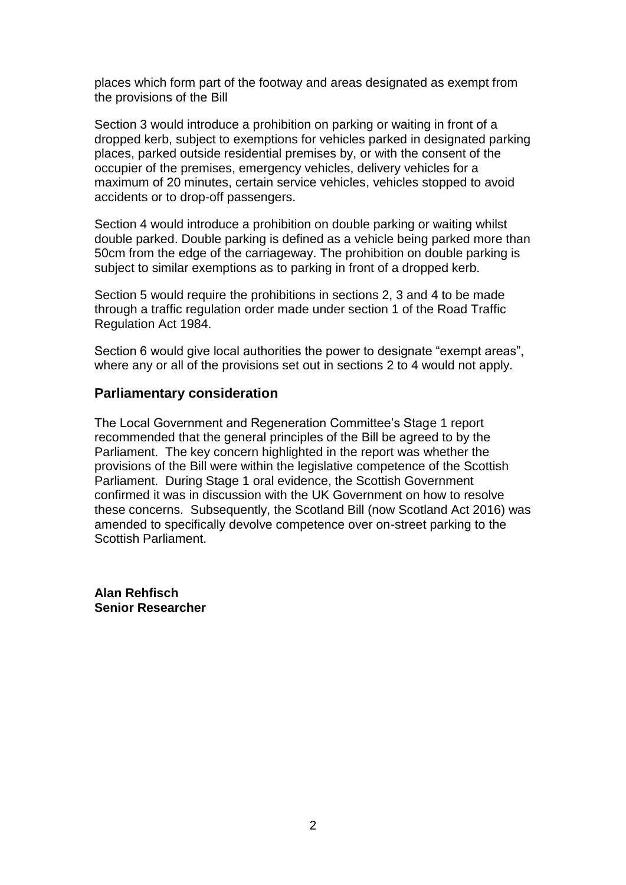places which form part of the footway and areas designated as exempt from the provisions of the Bill

Section 3 would introduce a prohibition on parking or waiting in front of a dropped kerb, subject to exemptions for vehicles parked in designated parking places, parked outside residential premises by, or with the consent of the occupier of the premises, emergency vehicles, delivery vehicles for a maximum of 20 minutes, certain service vehicles, vehicles stopped to avoid accidents or to drop-off passengers.

Section 4 would introduce a prohibition on double parking or waiting whilst double parked. Double parking is defined as a vehicle being parked more than 50cm from the edge of the carriageway. The prohibition on double parking is subject to similar exemptions as to parking in front of a dropped kerb.

Section 5 would require the prohibitions in sections 2, 3 and 4 to be made through a traffic regulation order made under section 1 of the Road Traffic Regulation Act 1984.

Section 6 would give local authorities the power to designate "exempt areas", where any or all of the provisions set out in sections 2 to 4 would not apply.

## Parliamentary consideration

The Local Government and Regeneration Committee's Stage 1 report recommended that the general principles of the Bill be agreed to by the Parliament. The key concern highlighted in the report was whether the provisions of the Bill were within the legislative competence of the Scottish Parliament. During Stage 1 oral evidence, the Scottish Government confirmed it was in discussion with the UK Government on how to resolve these concerns. Subsequently, the Scotland Bill (now Scotland Act 2016) was amended to specifically devolve competence over on-street parking to the Scottish Parliament.

**Alan Rehfisch**
**Senior Researcher**